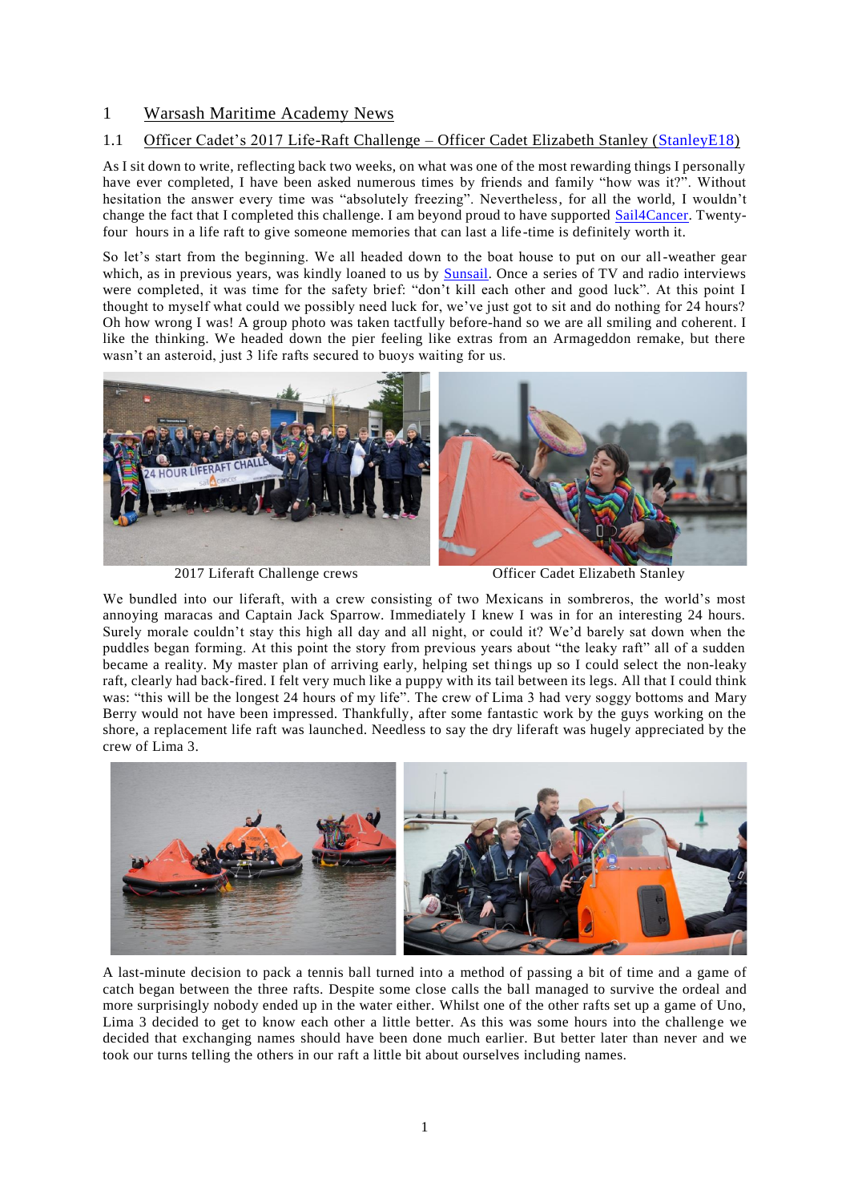# 1 Warsash Maritime Academy News

## 1.1 Officer Cadet's 2017 Life-Raft Challenge – Officer Cadet Elizabeth Stanley (StanleyE18)

As I sit down to write, reflecting back two weeks, on what was one of the most rewarding things I personally have ever completed, I have been asked numerous times by friends and family "how was it?". Without hesitation the answer every time was "absolutely freezing". Nevertheless, for all the world, I wouldn't change the fact that I completed this challenge. I am beyond proud to have supported Sail4Cancer. Twenty-four hours in a life raft to give someone memories that can last a life-time is definitely worth it.

So let's start from the beginning. We all headed down to the boat house to put on our all-weather gear which, as in previous years, was kindly loaned to us by Sunsail. Once a series of TV and radio interviews were completed, it was time for the safety brief: "don't kill each other and good luck". At this point I thought to myself what could we possibly need luck for, we've just got to sit and do nothing for 24 hours? Oh how wrong I was! A group photo was taken tactfully before-hand so we are all smiling and coherent. I like the thinking. We headed down the pier feeling like extras from an Armageddon remake, but there wasn't an asteroid, just 3 life rafts secured to buoys waiting for us.

2017 Liferaft Challenge crews

Officer Cadet Elizabeth Stanley

We bundled into our liferaft, with a crew consisting of two Mexicans in sombreros, the world's most annoying maracas and Captain Jack Sparrow. Immediately I knew I was in for an interesting 24 hours. Surely morale couldn't stay this high all day and all night, or could it? We'd barely sat down when the puddles began forming. At this point the story from previous years about "the leaky raft" all of a sudden became a reality. My master plan of arriving early, helping set things up so I could select the non-leaky raft, clearly had back-fired. I felt very much like a puppy with its tail between its legs. All that I could think was: "this will be the longest 24 hours of my life". The crew of Lima 3 had very soggy bottoms and Mary Berry would not have been impressed. Thankfully, after some fantastic work by the guys working on the shore, a replacement life raft was launched. Needless to say the dry liferaft was hugely appreciated by the crew of Lima 3.

A last-minute decision to pack a tennis ball turned into a method of passing a bit of time and a game of catch began between the three rafts. Despite some close calls the ball managed to survive the ordeal and more surprisingly nobody ended up in the water either. Whilst one of the other rafts set up a game of Uno, Lima 3 decided to get to know each other a little better. As this was some hours into the challenge we decided that exchanging names should have been done much earlier. But better later than never and we took our turns telling the others in our raft a little bit about ourselves including names.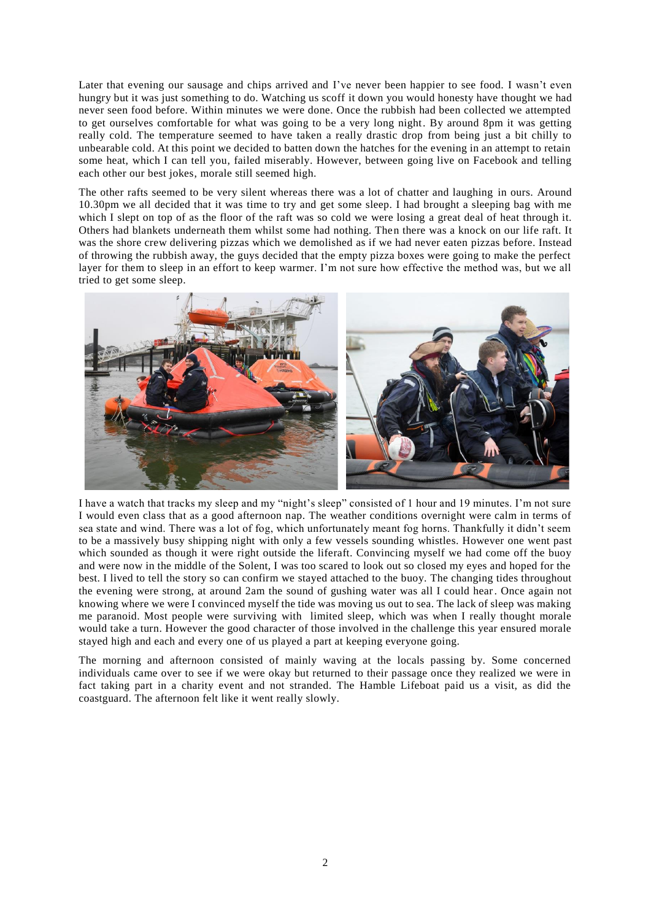Later that evening our sausage and chips arrived and I've never been happier to see food. I wasn't even hungry but it was just something to do. Watching us scoff it down you would honesty have thought we had never seen food before. Within minutes we were done. Once the rubbish had been collected we attempted to get ourselves comfortable for what was going to be a very long night. By around 8pm it was getting really cold. The temperature seemed to have taken a really drastic drop from being just a bit chilly to unbearable cold. At this point we decided to batten down the hatches for the evening in an attempt to retain some heat, which I can tell you, failed miserably. However, between going live on Facebook and telling each other our best jokes, morale still seemed high.

The other rafts seemed to be very silent whereas there was a lot of chatter and laughing in ours. Around 10.30pm we all decided that it was time to try and get some sleep. I had brought a sleeping bag with me which I slept on top of as the floor of the raft was so cold we were losing a great deal of heat through it. Others had blankets underneath them whilst some had nothing. Then there was a knock on our life raft. It was the shore crew delivering pizzas which we demolished as if we had never eaten pizzas before. Instead of throwing the rubbish away, the guys decided that the empty pizza boxes were going to make the perfect layer for them to sleep in an effort to keep warmer. I'm not sure how effective the method was, but we all tried to get some sleep.

I have a watch that tracks my sleep and my "night's sleep" consisted of 1 hour and 19 minutes. I'm not sure I would even class that as a good afternoon nap. The weather conditions overnight were calm in terms of sea state and wind. There was a lot of fog, which unfortunately meant fog horns. Thankfully it didn't seem to be a massively busy shipping night with only a few vessels sounding whistles. However one went past which sounded as though it were right outside the liferaft. Convincing myself we had come off the buoy and were now in the middle of the Solent, I was too scared to look out so closed my eyes and hoped for the best. I lived to tell the story so can confirm we stayed attached to the buoy. The changing tides throughout the evening were strong, at around 2am the sound of gushing water was all I could hear. Once again not knowing where we were I convinced myself the tide was moving us out to sea. The lack of sleep was making me paranoid. Most people were surviving with limited sleep, which was when I really thought morale would take a turn. However the good character of those involved in the challenge this year ensured morale stayed high and each and every one of us played a part at keeping everyone going.

The morning and afternoon consisted of mainly waving at the locals passing by. Some concerned individuals came over to see if we were okay but returned to their passage once they realized we were in fact taking part in a charity event and not stranded. The Hamble Lifeboat paid us a visit, as did the coastguard. The afternoon felt like it went really slowly.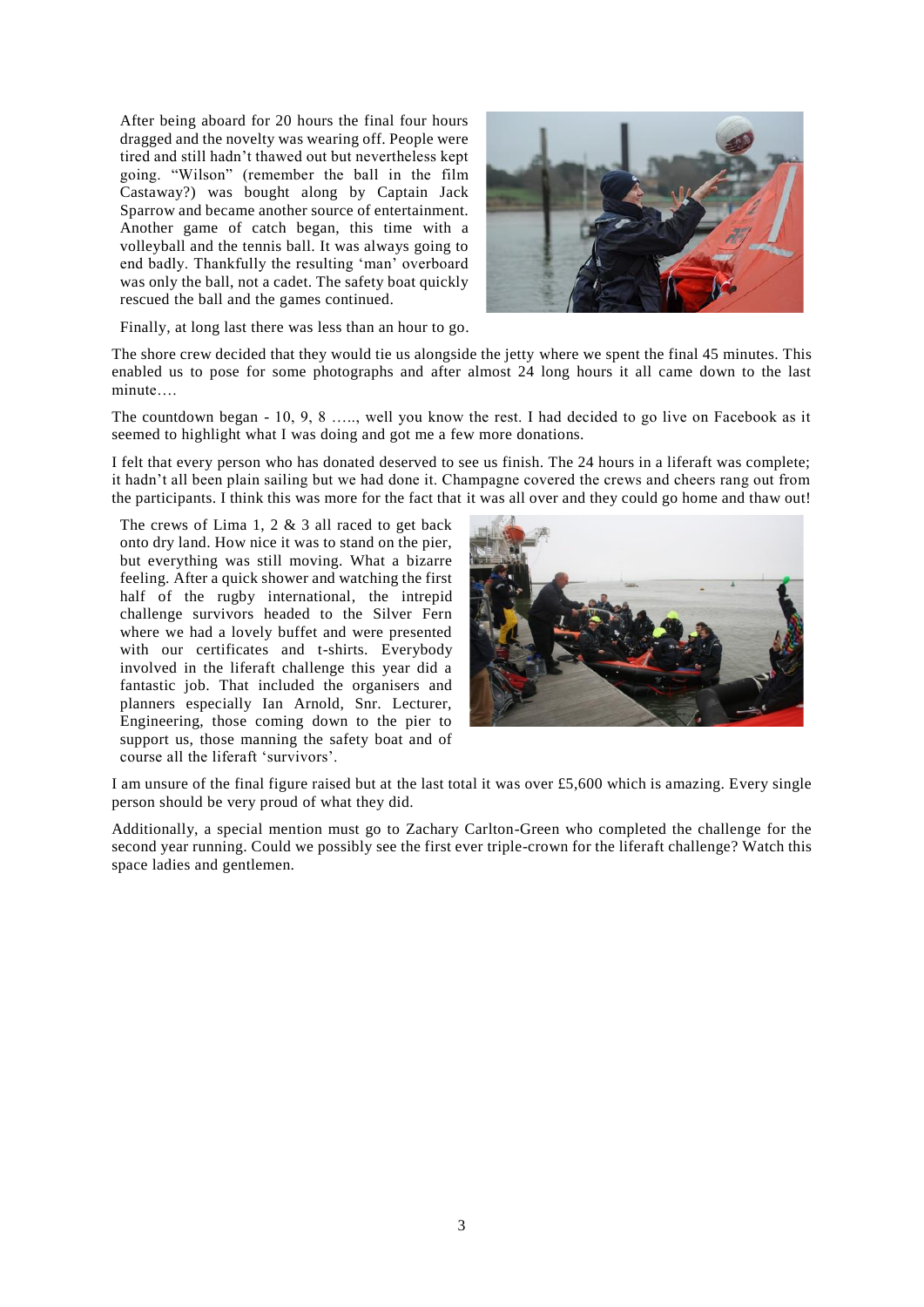After being aboard for 20 hours the final four hours dragged and the novelty was wearing off. People were tired and still hadn't thawed out but nevertheless kept going. "Wilson" (remember the ball in the film Castaway?) was bought along by Captain Jack Sparrow and became another source of entertainment. Another game of catch began, this time with a volleyball and the tennis ball. It was always going to end badly. Thankfully the resulting 'man' overboard was only the ball, not a cadet. The safety boat quickly rescued the ball and the games continued.

Finally, at long last there was less than an hour to go.

The shore crew decided that they would tie us alongside the jetty where we spent the final 45 minutes. This enabled us to pose for some photographs and after almost 24 long hours it all came down to the last minute….

The countdown began - 10, 9, 8 ….., well you know the rest. I had decided to go live on Facebook as it seemed to highlight what I was doing and got me a few more donations.

I felt that every person who has donated deserved to see us finish. The 24 hours in a liferaft was complete; it hadn't all been plain sailing but we had done it. Champagne covered the crews and cheers rang out from the participants. I think this was more for the fact that it was all over and they could go home and thaw out!

The crews of Lima 1, 2 & 3 all raced to get back onto dry land. How nice it was to stand on the pier, but everything was still moving. What a bizarre feeling. After a quick shower and watching the first half of the rugby international, the intrepid challenge survivors headed to the Silver Fern where we had a lovely buffet and were presented with our certificates and t-shirts. Everybody involved in the liferaft challenge this year did a fantastic job. That included the organisers and planners especially Ian Arnold, Snr. Lecturer, Engineering, those coming down to the pier to support us, those manning the safety boat and of course all the liferaft 'survivors'.

I am unsure of the final figure raised but at the last total it was over £5,600 which is amazing. Every single person should be very proud of what they did.

Additionally, a special mention must go to Zachary Carlton-Green who completed the challenge for the second year running. Could we possibly see the first ever triple-crown for the liferaft challenge? Watch this space ladies and gentlemen.